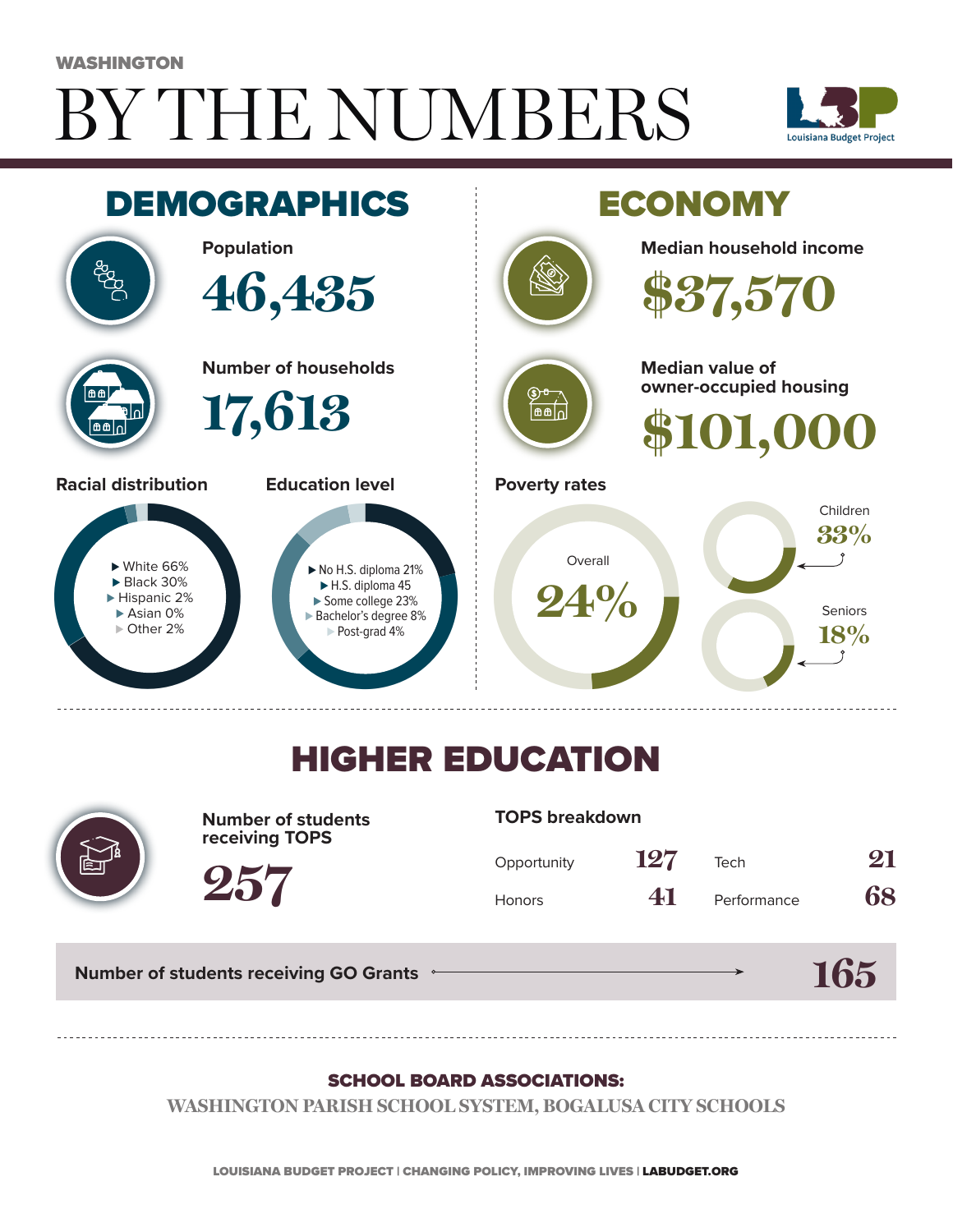WASHINGTON

# BY THE NUMBERS

Louisiana Budget Project

## DEMOGRAPHICS

**Population**

46,435

**Number of households**

17,613

**Racial distribution**

- White 66%
- Black 30%
- Hispanic 2%
- Asian 0%
- Other 2%

**Education level**

- No H.S. diploma 21%
- H.S. diploma 45
- Some college 23%
- Bachelor's degree 8%
- Post-grad 4%

## ECONOMY

**Median household income**

$37,570

**Median value of owner-occupied housing**

$101,000

**Poverty rates**

Overall 24%

Children 33%

Seniors 18%

## HIGHER EDUCATION

**Number of students receiving TOPS**

257

**TOPS breakdown**

| | | | |
|---|---|---|---|
| Opportunity | 127 | Tech | 21 |
| Honors | 41 | Performance | 68 |

**Number of students receiving GO Grants** → 165

**SCHOOL BOARD ASSOCIATIONS:**

WASHINGTON PARISH SCHOOL SYSTEM, BOGALUSA CITY SCHOOLS

LOUISIANA BUDGET PROJECT | CHANGING POLICY, IMPROVING LIVES | LABUDGET.ORG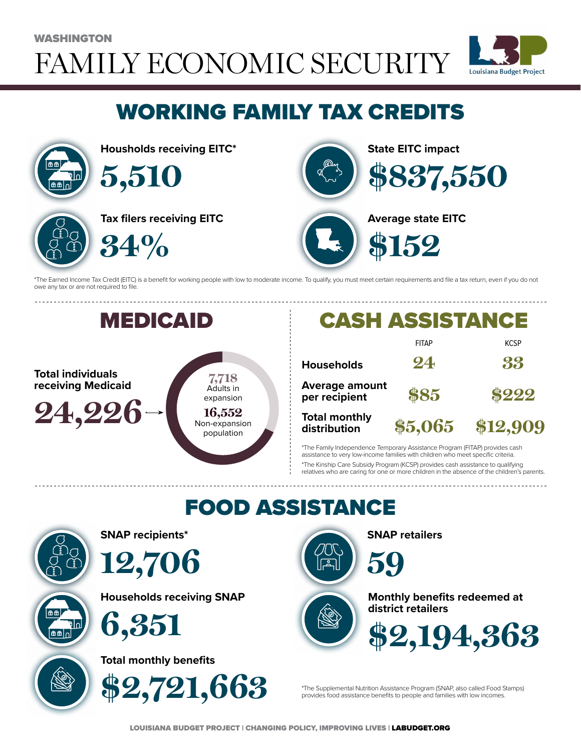WASHINGTON

# FAMILY ECONOMIC SECURITY

Louisiana Budget Project

## WORKING FAMILY TAX CREDITS

**Households receiving EITC***

**5,510**

**State EITC impact**

**$837,550**

**Tax filers receiving EITC**

**34%**

**Average state EITC**

**$152**

*The Earned Income Tax Credit (EITC) is a benefit for working people with low to moderate income. To qualify, you must meet certain requirements and file a tax return, even if you do not owe any tax or are not required to file.

## MEDICAID

**Total individuals receiving Medicaid**

**24,226** →

7,718
Adults in expansion

16,552
Non-expansion population

## CASH ASSISTANCE

| | FITAP | KCSP |
|---|---|---|
| **Households** | 24 | 33 |
| **Average amount per recipient** | $85 | $222 |
| **Total monthly distribution** | $5,065 | $12,909 |

*The Family Independence Temporary Assistance Program (FITAP) provides cash assistance to very low-income families with children who meet specific criteria.

*The Kinship Care Subsidy Program (KCSP) provides cash assistance to qualifying relatives who are caring for one or more children in the absence of the children's parents.

## FOOD ASSISTANCE

**SNAP recipients***

**12,706**

**Households receiving SNAP**

**6,351**

**Total monthly benefits**

**$2,721,663**

**SNAP retailers**

**59**

**Monthly benefits redeemed at district retailers**

**$2,194,363**

*The Supplemental Nutrition Assistance Program (SNAP, also called Food Stamps) provides food assistance benefits to people and families with low incomes.

LOUISIANA BUDGET PROJECT | CHANGING POLICY, IMPROVING LIVES | LABUDGET.ORG